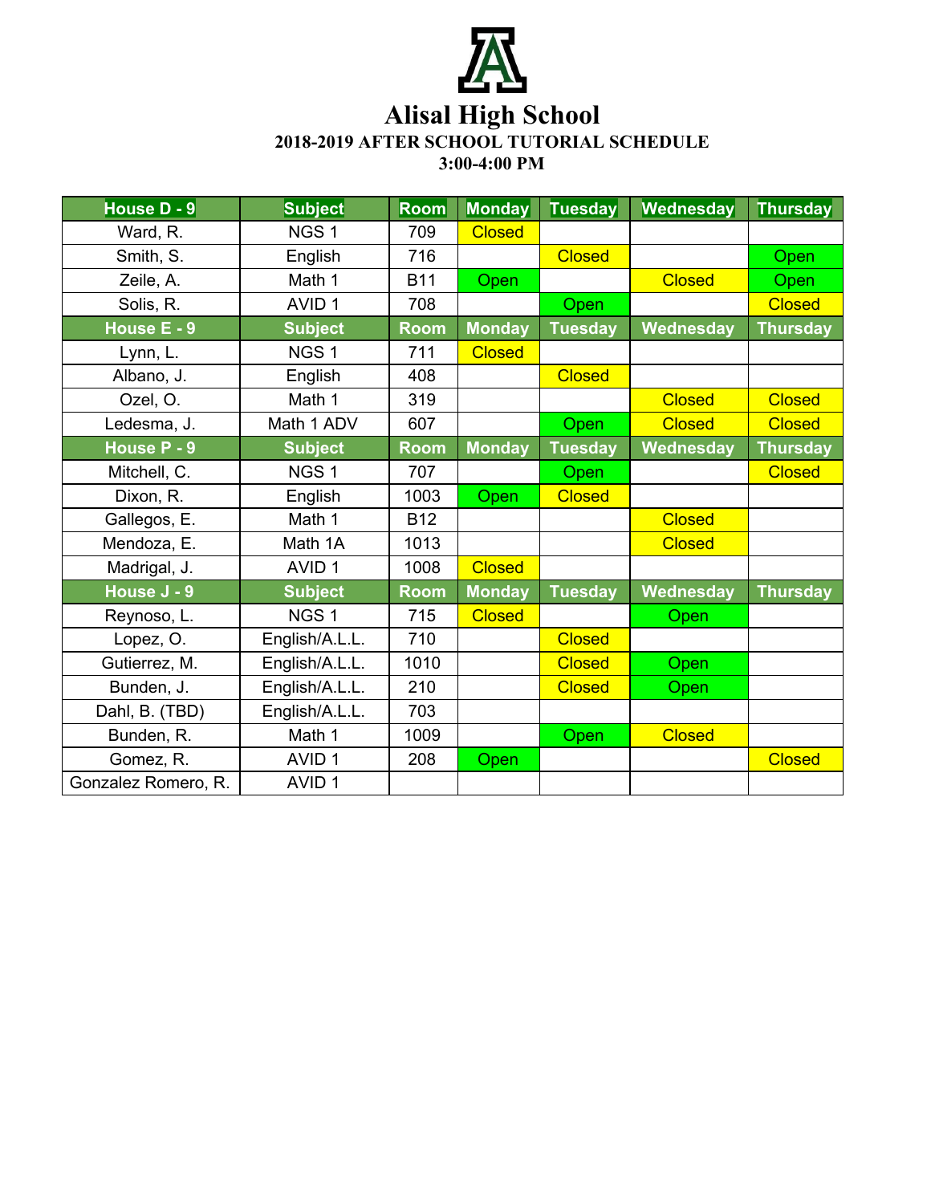# Alisal High School

## 2018-2019 AFTER SCHOOL TUTORIAL SCHEDULE

## 3:00-4:00 PM

| House D - 9 | Subject | Room | Monday | Tuesday | Wednesday | Thursday |
|---|---|---|---|---|---|---|
| Ward, R. | NGS 1 | 709 | Closed | | | |
| Smith, S. | English | 716 | | Closed | | Open |
| Zeile, A. | Math 1 | B11 | Open | | Closed | Open |
| Solis, R. | AVID 1 | 708 | | Open | | Closed |
| **House E - 9** | **Subject** | **Room** | **Monday** | **Tuesday** | **Wednesday** | **Thursday** |
| Lynn, L. | NGS 1 | 711 | Closed | | | |
| Albano, J. | English | 408 | | Closed | | |
| Ozel, O. | Math 1 | 319 | | | Closed | Closed |
| Ledesma, J. | Math 1 ADV | 607 | | Open | Closed | Closed |
| **House P - 9** | **Subject** | **Room** | **Monday** | **Tuesday** | **Wednesday** | **Thursday** |
| Mitchell, C. | NGS 1 | 707 | | Open | | Closed |
| Dixon, R. | English | 1003 | Open | Closed | | |
| Gallegos, E. | Math 1 | B12 | | | Closed | |
| Mendoza, E. | Math 1A | 1013 | | | Closed | |
| Madrigal, J. | AVID 1 | 1008 | Closed | | | |
| **House J - 9** | **Subject** | **Room** | **Monday** | **Tuesday** | **Wednesday** | **Thursday** |
| Reynoso, L. | NGS 1 | 715 | Closed | | Open | |
| Lopez, O. | English/A.L.L. | 710 | | Closed | | |
| Gutierrez, M. | English/A.L.L. | 1010 | | Closed | Open | |
| Bunden, J. | English/A.L.L. | 210 | | Closed | Open | |
| Dahl, B. (TBD) | English/A.L.L. | 703 | | | | |
| Bunden, R. | Math 1 | 1009 | | Open | Closed | |
| Gomez, R. | AVID 1 | 208 | Open | | | Closed |
| Gonzalez Romero, R. | AVID 1 | | | | | |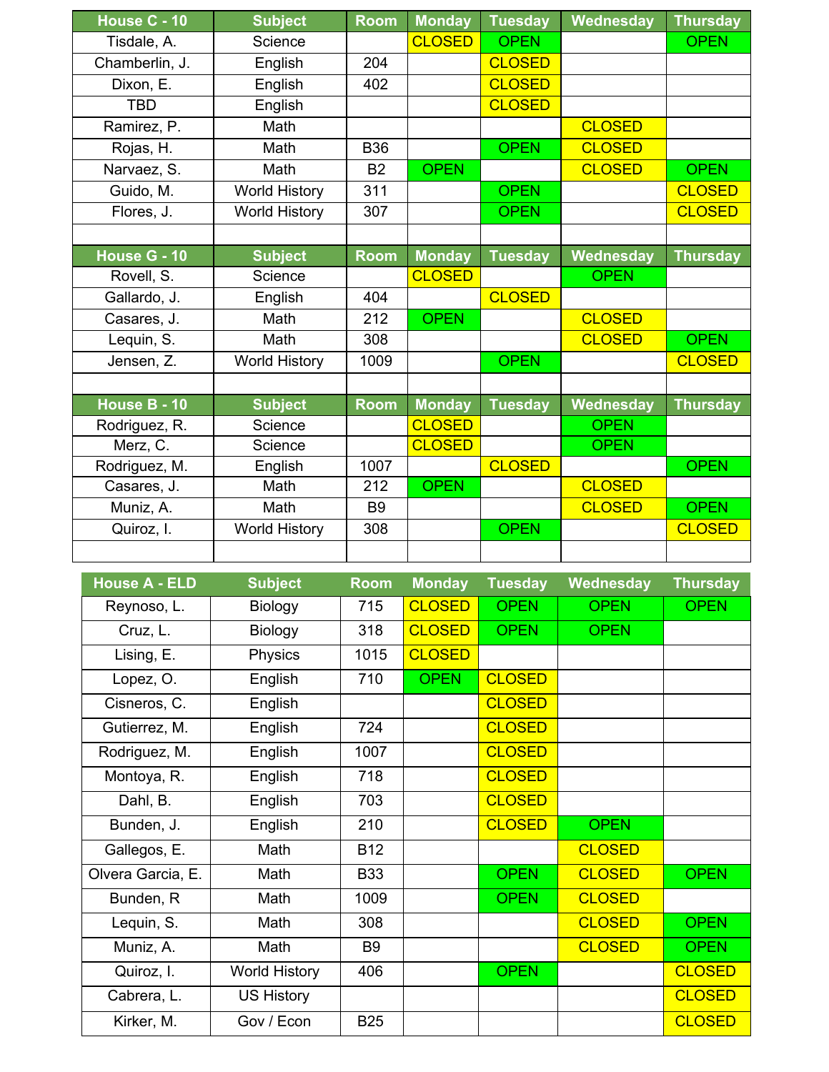| House C - 10 | Subject | Room | Monday | Tuesday | Wednesday | Thursday |
|---|---|---|---|---|---|---|
| Tisdale, A. | Science | | CLOSED | OPEN | | OPEN |
| Chamberlin, J. | English | 204 | | CLOSED | | |
| Dixon, E. | English | 402 | | CLOSED | | |
| TBD | English | | | CLOSED | | |
| Ramirez, P. | Math | | | | CLOSED | |
| Rojas, H. | Math | B36 | | OPEN | CLOSED | |
| Narvaez, S. | Math | B2 | OPEN | | CLOSED | OPEN |
| Guido, M. | World History | 311 | | OPEN | | CLOSED |
| Flores, J. | World History | 307 | | OPEN | | CLOSED |

| House G - 10 | Subject | Room | Monday | Tuesday | Wednesday | Thursday |
|---|---|---|---|---|---|---|
| Rovell, S. | Science | | CLOSED | | OPEN | |
| Gallardo, J. | English | 404 | | CLOSED | | |
| Casares, J. | Math | 212 | OPEN | | CLOSED | |
| Lequin, S. | Math | 308 | | | CLOSED | OPEN |
| Jensen, Z. | World History | 1009 | | OPEN | | CLOSED |

| House B - 10 | Subject | Room | Monday | Tuesday | Wednesday | Thursday |
|---|---|---|---|---|---|---|
| Rodriguez, R. | Science | | CLOSED | | OPEN | |
| Merz, C. | Science | | CLOSED | | OPEN | |
| Rodriguez, M. | English | 1007 | | CLOSED | | OPEN |
| Casares, J. | Math | 212 | OPEN | | CLOSED | |
| Muniz, A. | Math | B9 | | | CLOSED | OPEN |
| Quiroz, I. | World History | 308 | | OPEN | | CLOSED |

| House A - ELD | Subject | Room | Monday | Tuesday | Wednesday | Thursday |
|---|---|---|---|---|---|---|
| Reynoso, L. | Biology | 715 | CLOSED | OPEN | OPEN | OPEN |
| Cruz, L. | Biology | 318 | CLOSED | OPEN | OPEN | |
| Lising, E. | Physics | 1015 | CLOSED | | | |
| Lopez, O. | English | 710 | OPEN | CLOSED | | |
| Cisneros, C. | English | | | CLOSED | | |
| Gutierrez, M. | English | 724 | | CLOSED | | |
| Rodriguez, M. | English | 1007 | | CLOSED | | |
| Montoya, R. | English | 718 | | CLOSED | | |
| Dahl, B. | English | 703 | | CLOSED | | |
| Bunden, J. | English | 210 | | CLOSED | OPEN | |
| Gallegos, E. | Math | B12 | | | CLOSED | |
| Olvera Garcia, E. | Math | B33 | | OPEN | CLOSED | OPEN |
| Bunden, R | Math | 1009 | | OPEN | CLOSED | |
| Lequin, S. | Math | 308 | | | CLOSED | OPEN |
| Muniz, A. | Math | B9 | | | CLOSED | OPEN |
| Quiroz, I. | World History | 406 | | OPEN | | CLOSED |
| Cabrera, L. | US History | | | | | CLOSED |
| Kirker, M. | Gov / Econ | B25 | | | | CLOSED |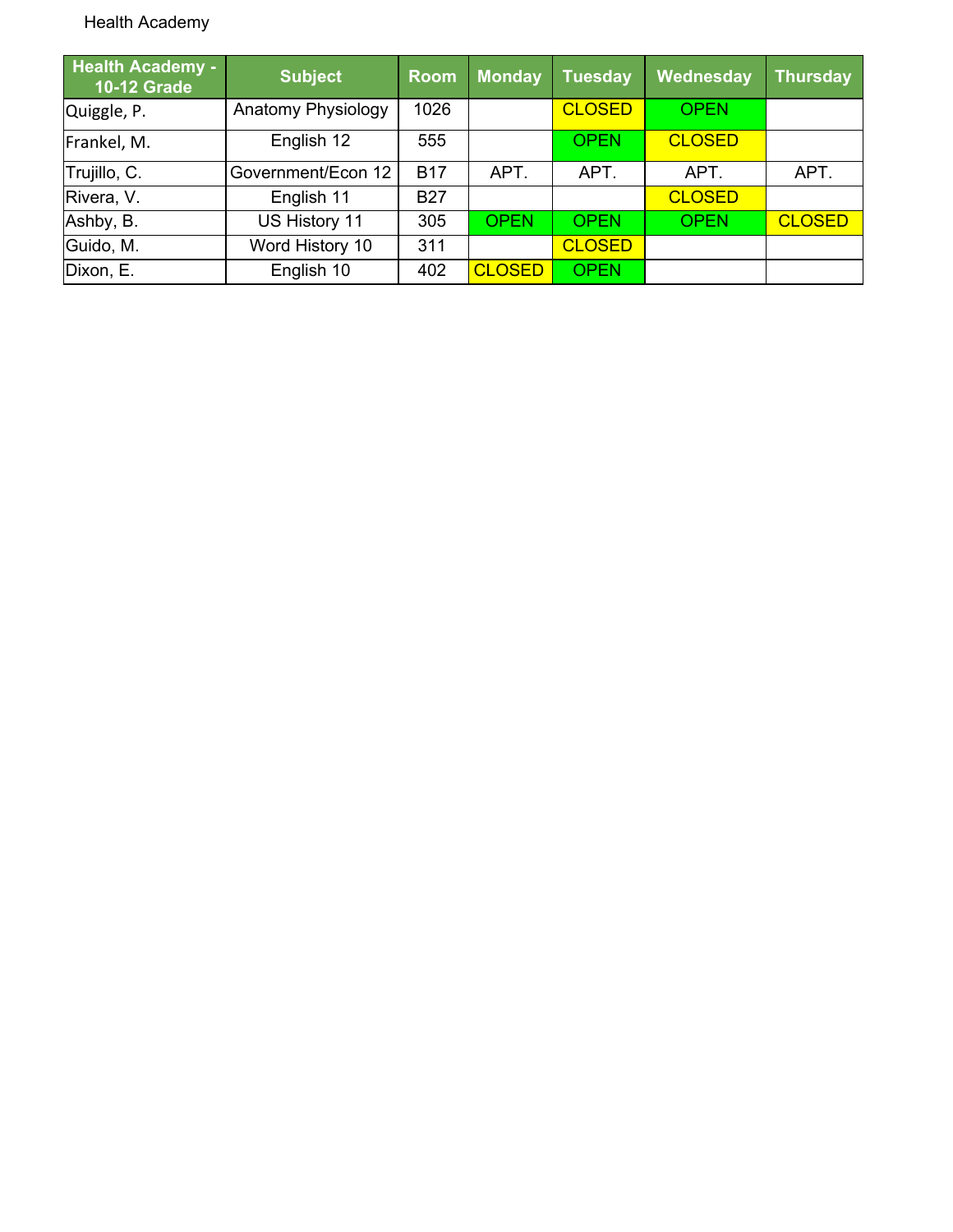Health Academy

| Health Academy - 10-12 Grade | Subject | Room | Monday | Tuesday | Wednesday | Thursday |
|---|---|---|---|---|---|---|
| Quiggle, P. | Anatomy Physiology | 1026 | | CLOSED | OPEN | |
| Frankel, M. | English 12 | 555 | | OPEN | CLOSED | |
| Trujillo, C. | Government/Econ 12 | B17 | APT. | APT. | APT. | APT. |
| Rivera, V. | English 11 | B27 | | | CLOSED | |
| Ashby, B. | US History 11 | 305 | OPEN | OPEN | OPEN | CLOSED |
| Guido, M. | Word History 10 | 311 | | CLOSED | | |
| Dixon, E. | English 10 | 402 | CLOSED | OPEN | | |